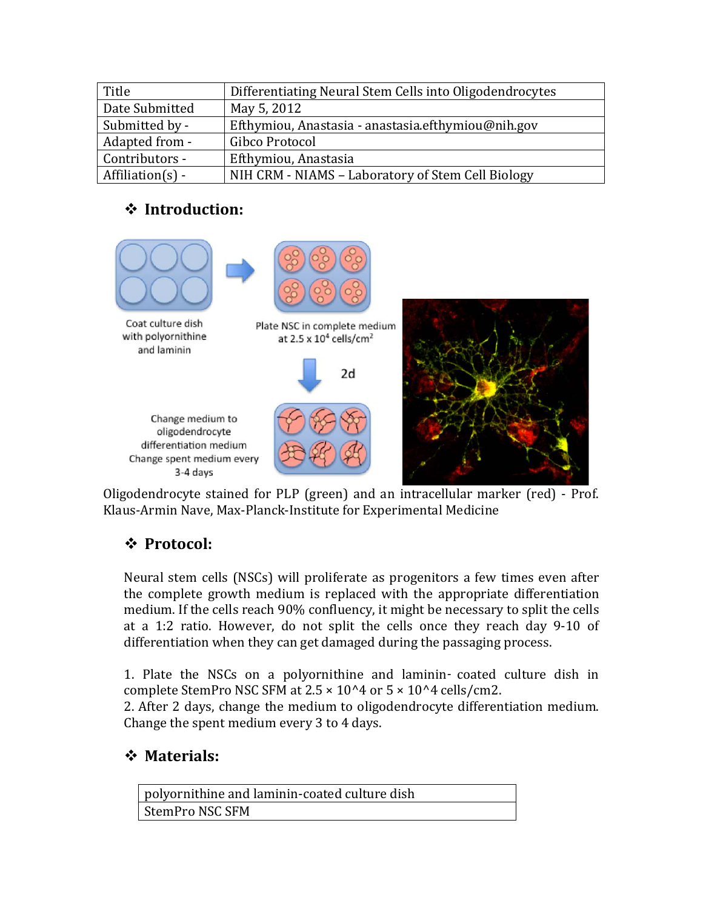| Title | Differentiating Neural Stem Cells into Oligodendrocytes |
|---|---|
| Date Submitted | May 5, 2012 |
| Submitted by - | Efthymiou, Anastasia - anastasia.efthymiou@nih.gov |
| Adapted from - | Gibco Protocol |
| Contributors - | Efthymiou, Anastasia |
| Affiliation(s) - | NIH CRM - NIAMS – Laboratory of Stem Cell Biology |

## ❖ Introduction:

Coat culture dish with polyornithine and laminin

Plate NSC in complete medium at $2.5 \times 10^4$ cells/cm$^2$

2d

Change medium to oligodendrocyte differentiation medium
Change spent medium every 3-4 days

Oligodendrocyte stained for PLP (green) and an intracellular marker (red) - Prof. Klaus-Armin Nave, Max-Planck-Institute for Experimental Medicine

## ❖ Protocol:

Neural stem cells (NSCs) will proliferate as progenitors a few times even after the complete growth medium is replaced with the appropriate differentiation medium. If the cells reach 90% confluency, it might be necessary to split the cells at a 1:2 ratio. However, do not split the cells once they reach day 9-10 of differentiation when they can get damaged during the passaging process.

1. Plate the NSCs on a polyornithine and laminin- coated culture dish in complete StemPro NSC SFM at 2.5 × 10^4 or 5 × 10^4 cells/cm2.
2. After 2 days, change the medium to oligodendrocyte differentiation medium. Change the spent medium every 3 to 4 days.

## ❖ Materials:

| polyornithine and laminin-coated culture dish |
|---|
| StemPro NSC SFM |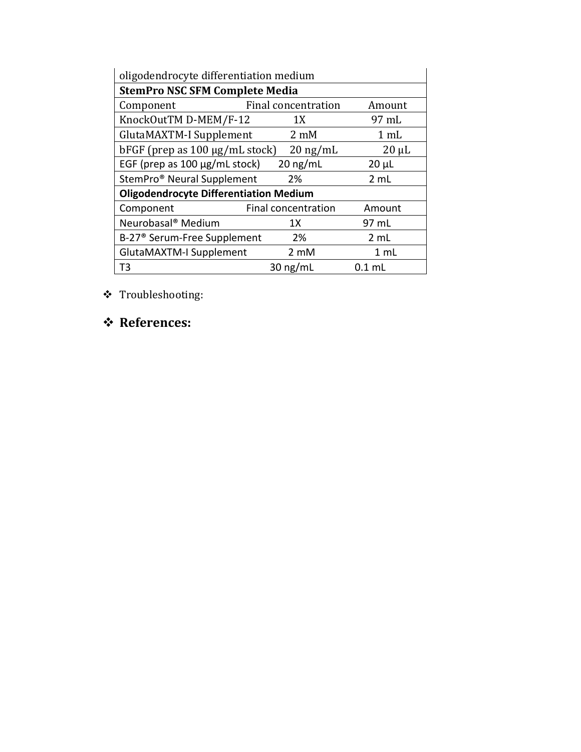| oligodendrocyte differentiation medium | | |
|---|---|---|
| **StemPro NSC SFM Complete Media** | | |
| Component | Final concentration | Amount |
| KnockOutTM D-MEM/F-12 | 1X | 97 mL |
| GlutaMAXTM-I Supplement | 2 mM | 1 mL |
| bFGF (prep as 100 µg/mL stock) | 20 ng/mL | 20 µL |
| EGF (prep as 100 µg/mL stock) | 20 ng/mL | 20 µL |
| StemPro® Neural Supplement | 2% | 2 mL |
| **Oligodendrocyte Differentiation Medium** | | |
| Component | Final concentration | Amount |
| Neurobasal® Medium | 1X | 97 mL |
| B-27® Serum-Free Supplement | 2% | 2 mL |
| GlutaMAXTM-I Supplement | 2 mM | 1 mL |
| T3 | 30 ng/mL | 0.1 mL |

- Troubleshooting:

- **References:**